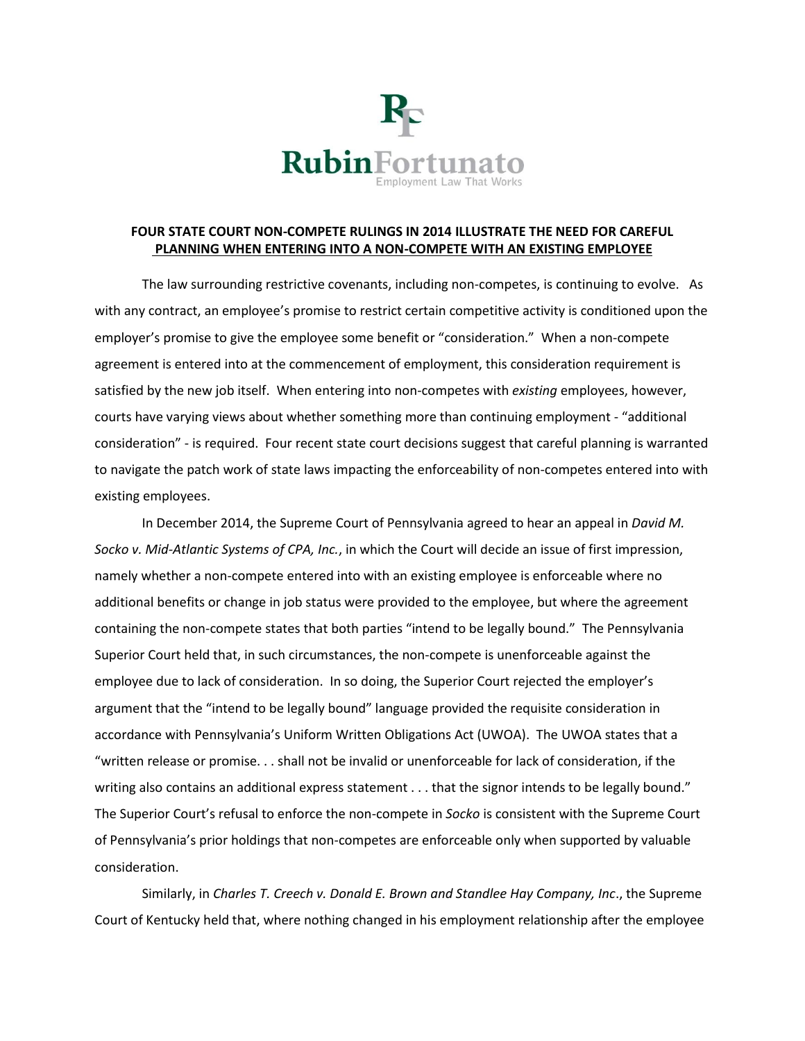**RubinFortunato**
Employment Law That Works

**FOUR STATE COURT NON-COMPETE RULINGS IN 2014 ILLUSTRATE THE NEED FOR CAREFUL PLANNING WHEN ENTERING INTO A NON-COMPETE WITH AN EXISTING EMPLOYEE**

The law surrounding restrictive covenants, including non-competes, is continuing to evolve. As with any contract, an employee's promise to restrict certain competitive activity is conditioned upon the employer's promise to give the employee some benefit or "consideration." When a non-compete agreement is entered into at the commencement of employment, this consideration requirement is satisfied by the new job itself. When entering into non-competes with *existing* employees, however, courts have varying views about whether something more than continuing employment - "additional consideration" - is required. Four recent state court decisions suggest that careful planning is warranted to navigate the patch work of state laws impacting the enforceability of non-competes entered into with existing employees.

In December 2014, the Supreme Court of Pennsylvania agreed to hear an appeal in *David M. Socko v. Mid-Atlantic Systems of CPA, Inc.*, in which the Court will decide an issue of first impression, namely whether a non-compete entered into with an existing employee is enforceable where no additional benefits or change in job status were provided to the employee, but where the agreement containing the non-compete states that both parties "intend to be legally bound." The Pennsylvania Superior Court held that, in such circumstances, the non-compete is unenforceable against the employee due to lack of consideration. In so doing, the Superior Court rejected the employer's argument that the "intend to be legally bound" language provided the requisite consideration in accordance with Pennsylvania's Uniform Written Obligations Act (UWOA). The UWOA states that a "written release or promise. . . shall not be invalid or unenforceable for lack of consideration, if the writing also contains an additional express statement . . . that the signor intends to be legally bound." The Superior Court's refusal to enforce the non-compete in *Socko* is consistent with the Supreme Court of Pennsylvania's prior holdings that non-competes are enforceable only when supported by valuable consideration.

Similarly, in *Charles T. Creech v. Donald E. Brown and Standlee Hay Company, Inc*., the Supreme Court of Kentucky held that, where nothing changed in his employment relationship after the employee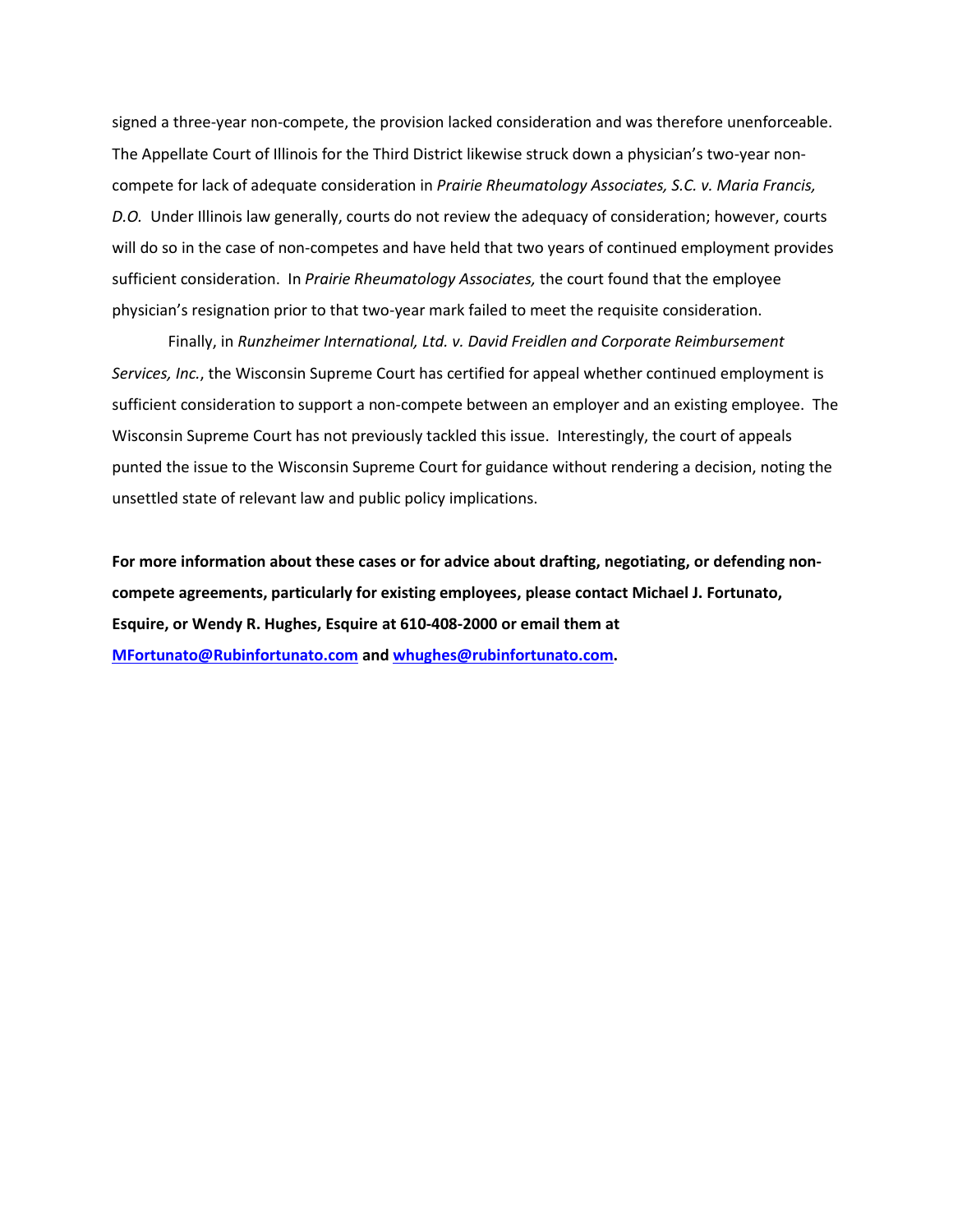signed a three-year non-compete, the provision lacked consideration and was therefore unenforceable. The Appellate Court of Illinois for the Third District likewise struck down a physician's two-year non-compete for lack of adequate consideration in *Prairie Rheumatology Associates, S.C. v. Maria Francis, D.O.* Under Illinois law generally, courts do not review the adequacy of consideration; however, courts will do so in the case of non-competes and have held that two years of continued employment provides sufficient consideration. In *Prairie Rheumatology Associates,* the court found that the employee physician's resignation prior to that two-year mark failed to meet the requisite consideration.

Finally, in *Runzheimer International, Ltd. v. David Freidlen and Corporate Reimbursement Services, Inc.*, the Wisconsin Supreme Court has certified for appeal whether continued employment is sufficient consideration to support a non-compete between an employer and an existing employee. The Wisconsin Supreme Court has not previously tackled this issue. Interestingly, the court of appeals punted the issue to the Wisconsin Supreme Court for guidance without rendering a decision, noting the unsettled state of relevant law and public policy implications.

**For more information about these cases or for advice about drafting, negotiating, or defending non-compete agreements, particularly for existing employees, please contact Michael J. Fortunato, Esquire, or Wendy R. Hughes, Esquire at 610-408-2000 or email them at [MFortunato@Rubinfortunato.com](mailto:MFortunato@Rubinfortunato.com) and [whughes@rubinfortunato.com](mailto:whughes@rubinfortunato.com).**